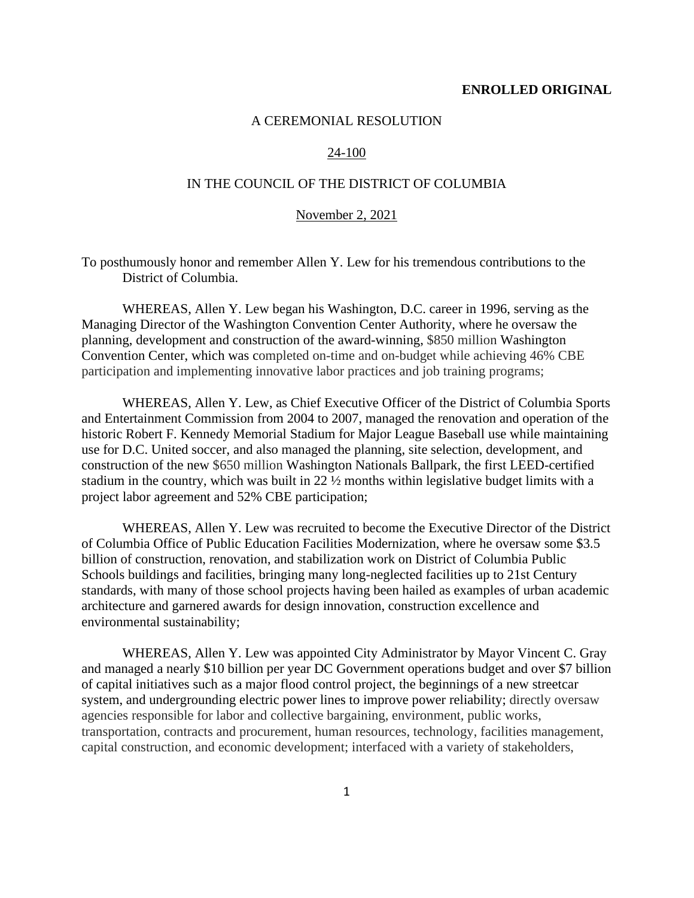**ENROLLED ORIGINAL**

A CEREMONIAL RESOLUTION

24-100

IN THE COUNCIL OF THE DISTRICT OF COLUMBIA

November 2, 2021

To posthumously honor and remember Allen Y. Lew for his tremendous contributions to the District of Columbia.

WHEREAS, Allen Y. Lew began his Washington, D.C. career in 1996, serving as the Managing Director of the Washington Convention Center Authority, where he oversaw the planning, development and construction of the award-winning, $850 million Washington Convention Center, which was completed on-time and on-budget while achieving 46% CBE participation and implementing innovative labor practices and job training programs;

WHEREAS, Allen Y. Lew, as Chief Executive Officer of the District of Columbia Sports and Entertainment Commission from 2004 to 2007, managed the renovation and operation of the historic Robert F. Kennedy Memorial Stadium for Major League Baseball use while maintaining use for D.C. United soccer, and also managed the planning, site selection, development, and construction of the new $650 million Washington Nationals Ballpark, the first LEED-certified stadium in the country, which was built in 22 ½ months within legislative budget limits with a project labor agreement and 52% CBE participation;

WHEREAS, Allen Y. Lew was recruited to become the Executive Director of the District of Columbia Office of Public Education Facilities Modernization, where he oversaw some $3.5 billion of construction, renovation, and stabilization work on District of Columbia Public Schools buildings and facilities, bringing many long-neglected facilities up to 21st Century standards, with many of those school projects having been hailed as examples of urban academic architecture and garnered awards for design innovation, construction excellence and environmental sustainability;

WHEREAS, Allen Y. Lew was appointed City Administrator by Mayor Vincent C. Gray and managed a nearly $10 billion per year DC Government operations budget and over $7 billion of capital initiatives such as a major flood control project, the beginnings of a new streetcar system, and undergrounding electric power lines to improve power reliability; directly oversaw agencies responsible for labor and collective bargaining, environment, public works, transportation, contracts and procurement, human resources, technology, facilities management, capital construction, and economic development; interfaced with a variety of stakeholders,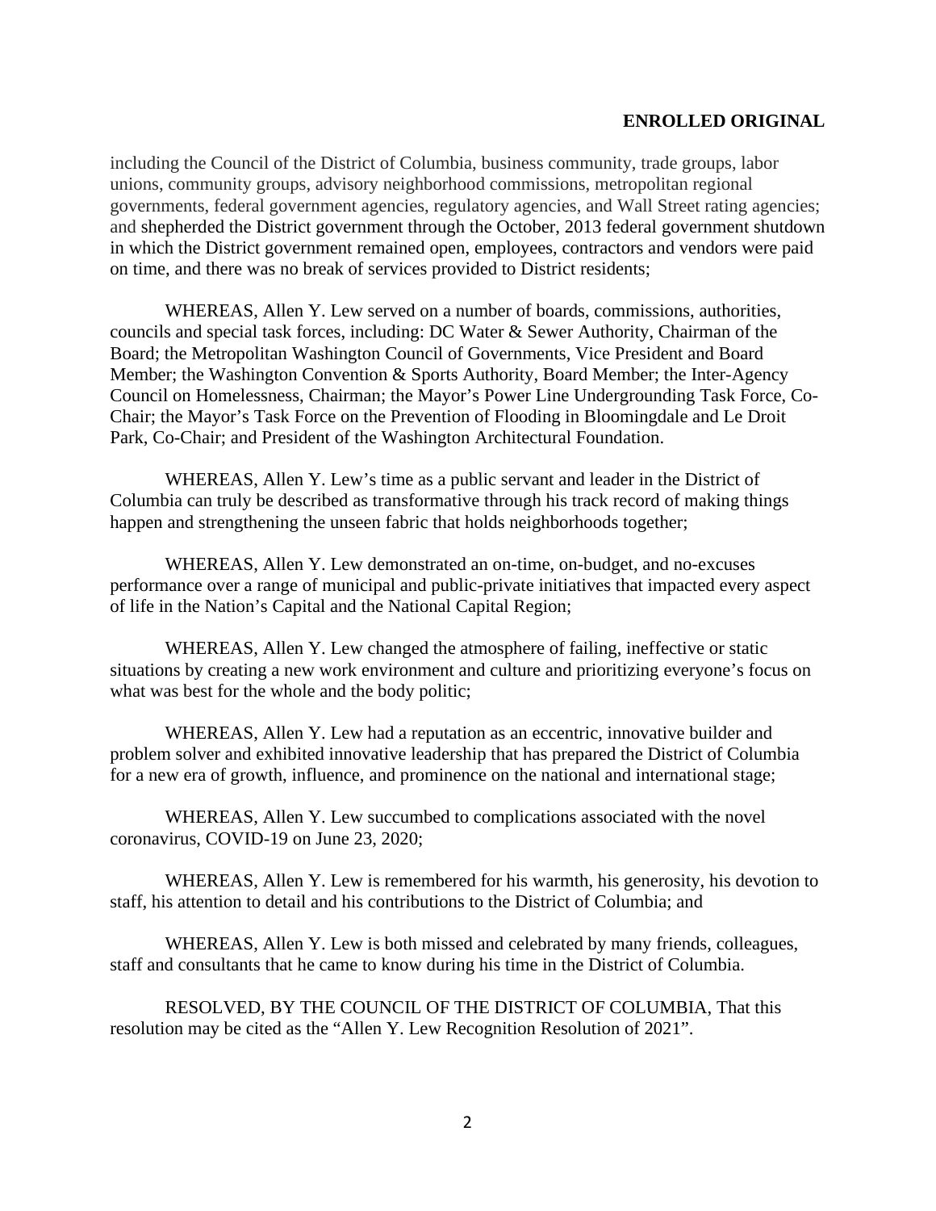**ENROLLED ORIGINAL**

including the Council of the District of Columbia, business community, trade groups, labor unions, community groups, advisory neighborhood commissions, metropolitan regional governments, federal government agencies, regulatory agencies, and Wall Street rating agencies; and shepherded the District government through the October, 2013 federal government shutdown in which the District government remained open, employees, contractors and vendors were paid on time, and there was no break of services provided to District residents;

WHEREAS, Allen Y. Lew served on a number of boards, commissions, authorities, councils and special task forces, including: DC Water & Sewer Authority, Chairman of the Board; the Metropolitan Washington Council of Governments, Vice President and Board Member; the Washington Convention & Sports Authority, Board Member; the Inter-Agency Council on Homelessness, Chairman; the Mayor's Power Line Undergrounding Task Force, Co-Chair; the Mayor's Task Force on the Prevention of Flooding in Bloomingdale and Le Droit Park, Co-Chair; and President of the Washington Architectural Foundation.

WHEREAS, Allen Y. Lew's time as a public servant and leader in the District of Columbia can truly be described as transformative through his track record of making things happen and strengthening the unseen fabric that holds neighborhoods together;

WHEREAS, Allen Y. Lew demonstrated an on-time, on-budget, and no-excuses performance over a range of municipal and public-private initiatives that impacted every aspect of life in the Nation's Capital and the National Capital Region;

WHEREAS, Allen Y. Lew changed the atmosphere of failing, ineffective or static situations by creating a new work environment and culture and prioritizing everyone's focus on what was best for the whole and the body politic;

WHEREAS, Allen Y. Lew had a reputation as an eccentric, innovative builder and problem solver and exhibited innovative leadership that has prepared the District of Columbia for a new era of growth, influence, and prominence on the national and international stage;

WHEREAS, Allen Y. Lew succumbed to complications associated with the novel coronavirus, COVID-19 on June 23, 2020;

WHEREAS, Allen Y. Lew is remembered for his warmth, his generosity, his devotion to staff, his attention to detail and his contributions to the District of Columbia; and

WHEREAS, Allen Y. Lew is both missed and celebrated by many friends, colleagues, staff and consultants that he came to know during his time in the District of Columbia.

RESOLVED, BY THE COUNCIL OF THE DISTRICT OF COLUMBIA, That this resolution may be cited as the "Allen Y. Lew Recognition Resolution of 2021".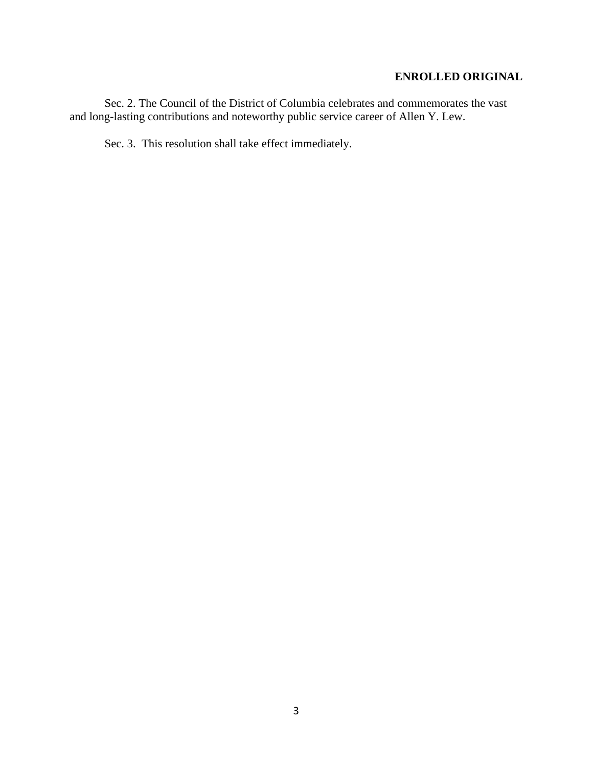**ENROLLED ORIGINAL**

Sec. 2. The Council of the District of Columbia celebrates and commemorates the vast and long-lasting contributions and noteworthy public service career of Allen Y. Lew.

Sec. 3. This resolution shall take effect immediately.